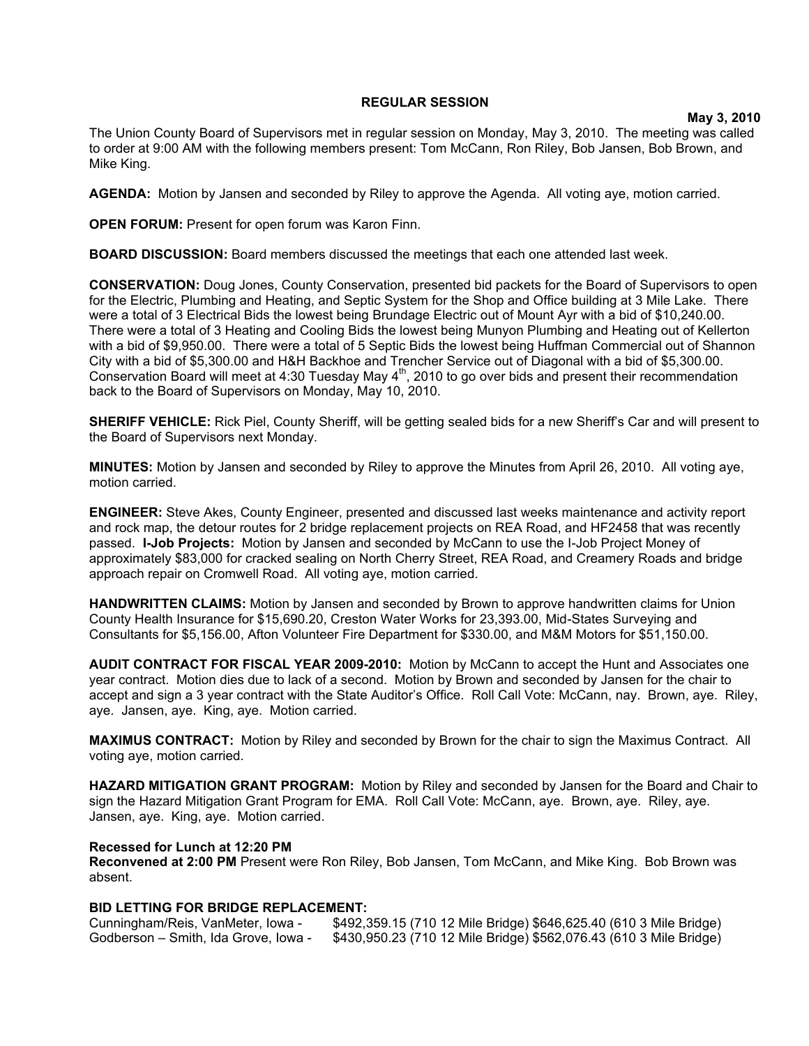**REGULAR SESSION**

**May 3, 2010**

The Union County Board of Supervisors met in regular session on Monday, May 3, 2010. The meeting was called to order at 9:00 AM with the following members present: Tom McCann, Ron Riley, Bob Jansen, Bob Brown, and Mike King.

**AGENDA:** Motion by Jansen and seconded by Riley to approve the Agenda. All voting aye, motion carried.

**OPEN FORUM:** Present for open forum was Karon Finn.

**BOARD DISCUSSION:** Board members discussed the meetings that each one attended last week.

**CONSERVATION:** Doug Jones, County Conservation, presented bid packets for the Board of Supervisors to open for the Electric, Plumbing and Heating, and Septic System for the Shop and Office building at 3 Mile Lake. There were a total of 3 Electrical Bids the lowest being Brundage Electric out of Mount Ayr with a bid of $10,240.00. There were a total of 3 Heating and Cooling Bids the lowest being Munyon Plumbing and Heating out of Kellerton with a bid of $9,950.00. There were a total of 5 Septic Bids the lowest being Huffman Commercial out of Shannon City with a bid of $5,300.00 and H&H Backhoe and Trencher Service out of Diagonal with a bid of $5,300.00. Conservation Board will meet at 4:30 Tuesday May 4th, 2010 to go over bids and present their recommendation back to the Board of Supervisors on Monday, May 10, 2010.

**SHERIFF VEHICLE:** Rick Piel, County Sheriff, will be getting sealed bids for a new Sheriff's Car and will present to the Board of Supervisors next Monday.

**MINUTES:** Motion by Jansen and seconded by Riley to approve the Minutes from April 26, 2010. All voting aye, motion carried.

**ENGINEER:** Steve Akes, County Engineer, presented and discussed last weeks maintenance and activity report and rock map, the detour routes for 2 bridge replacement projects on REA Road, and HF2458 that was recently passed. **I-Job Projects:** Motion by Jansen and seconded by McCann to use the I-Job Project Money of approximately $83,000 for cracked sealing on North Cherry Street, REA Road, and Creamery Roads and bridge approach repair on Cromwell Road. All voting aye, motion carried.

**HANDWRITTEN CLAIMS:** Motion by Jansen and seconded by Brown to approve handwritten claims for Union County Health Insurance for $15,690.20, Creston Water Works for 23,393.00, Mid-States Surveying and Consultants for $5,156.00, Afton Volunteer Fire Department for $330.00, and M&M Motors for $51,150.00.

**AUDIT CONTRACT FOR FISCAL YEAR 2009-2010:** Motion by McCann to accept the Hunt and Associates one year contract. Motion dies due to lack of a second. Motion by Brown and seconded by Jansen for the chair to accept and sign a 3 year contract with the State Auditor's Office. Roll Call Vote: McCann, nay. Brown, aye. Riley, aye. Jansen, aye. King, aye. Motion carried.

**MAXIMUS CONTRACT:** Motion by Riley and seconded by Brown for the chair to sign the Maximus Contract. All voting aye, motion carried.

**HAZARD MITIGATION GRANT PROGRAM:** Motion by Riley and seconded by Jansen for the Board and Chair to sign the Hazard Mitigation Grant Program for EMA. Roll Call Vote: McCann, aye. Brown, aye. Riley, aye. Jansen, aye. King, aye. Motion carried.

**Recessed for Lunch at 12:20 PM**

**Reconvened at 2:00 PM** Present were Ron Riley, Bob Jansen, Tom McCann, and Mike King. Bob Brown was absent.

**BID LETTING FOR BRIDGE REPLACEMENT:**

Cunningham/Reis, VanMeter, Iowa - $492,359.15 (710 12 Mile Bridge) $646,625.40 (610 3 Mile Bridge)
Godberson – Smith, Ida Grove, Iowa - $430,950.23 (710 12 Mile Bridge) $562,076.43 (610 3 Mile Bridge)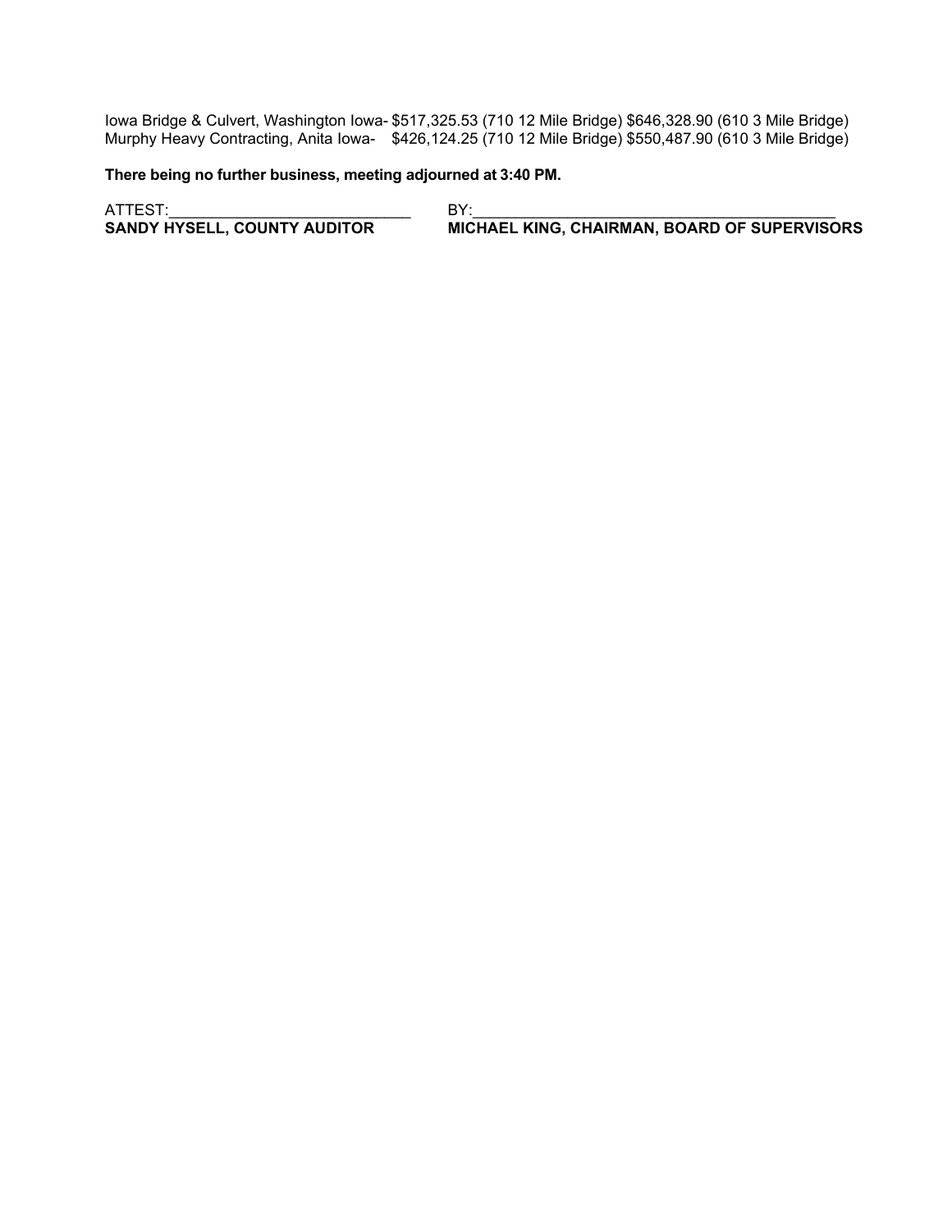Iowa Bridge & Culvert, Washington Iowa- $517,325.53 (710 12 Mile Bridge) $646,328.90 (610 3 Mile Bridge)
Murphy Heavy Contracting, Anita Iowa- $426,124.25 (710 12 Mile Bridge) $550,487.90 (610 3 Mile Bridge)

**There being no further business, meeting adjourned at 3:40 PM.**

ATTEST:_____________________________ BY:___________________________________________
**SANDY HYSELL, COUNTY AUDITOR** **MICHAEL KING, CHAIRMAN, BOARD OF SUPERVISORS**